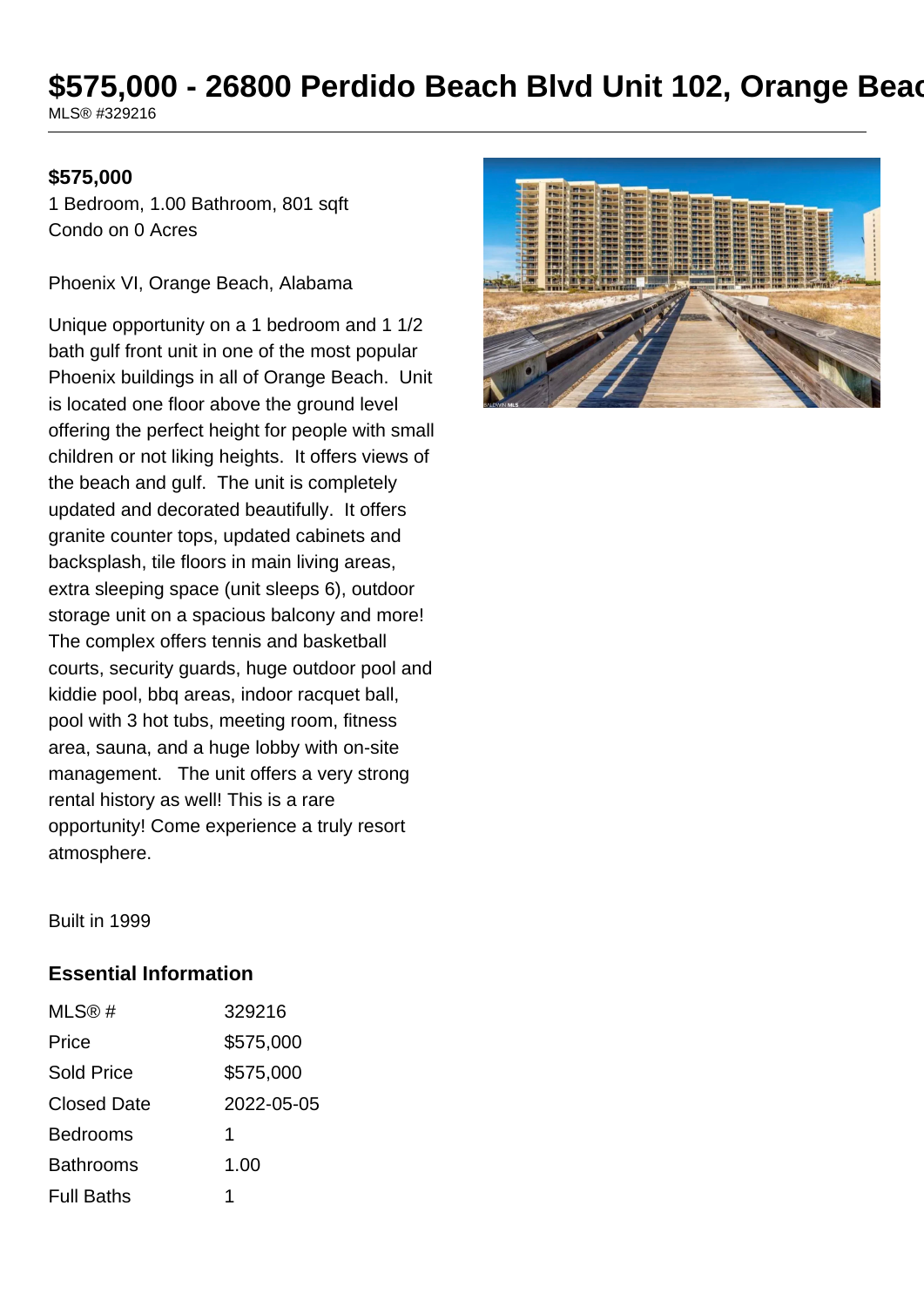# $575,000 - 26800 Perdido Beach Blvd Unit 102, Orange Beac

MLS® #329216

**$575,000**

1 Bedroom, 1.00 Bathroom, 801 sqft
Condo on 0 Acres

Phoenix VI, Orange Beach, Alabama

Unique opportunity on a 1 bedroom and 1 1/2 bath gulf front unit in one of the most popular Phoenix buildings in all of Orange Beach. Unit is located one floor above the ground level offering the perfect height for people with small children or not liking heights. It offers views of the beach and gulf. The unit is completely updated and decorated beautifully. It offers granite counter tops, updated cabinets and backsplash, tile floors in main living areas, extra sleeping space (unit sleeps 6), outdoor storage unit on a spacious balcony and more! The complex offers tennis and basketball courts, security guards, huge outdoor pool and kiddie pool, bbq areas, indoor racquet ball, pool with 3 hot tubs, meeting room, fitness area, sauna, and a huge lobby with on-site management. The unit offers a very strong rental history as well! This is a rare opportunity! Come experience a truly resort atmosphere.

Built in 1999

## Essential Information

| | |
|---|---|
| MLS® # | 329216 |
| Price | $575,000 |
| Sold Price | $575,000 |
| Closed Date | 2022-05-05 |
| Bedrooms | 1 |
| Bathrooms | 1.00 |
| Full Baths | 1 |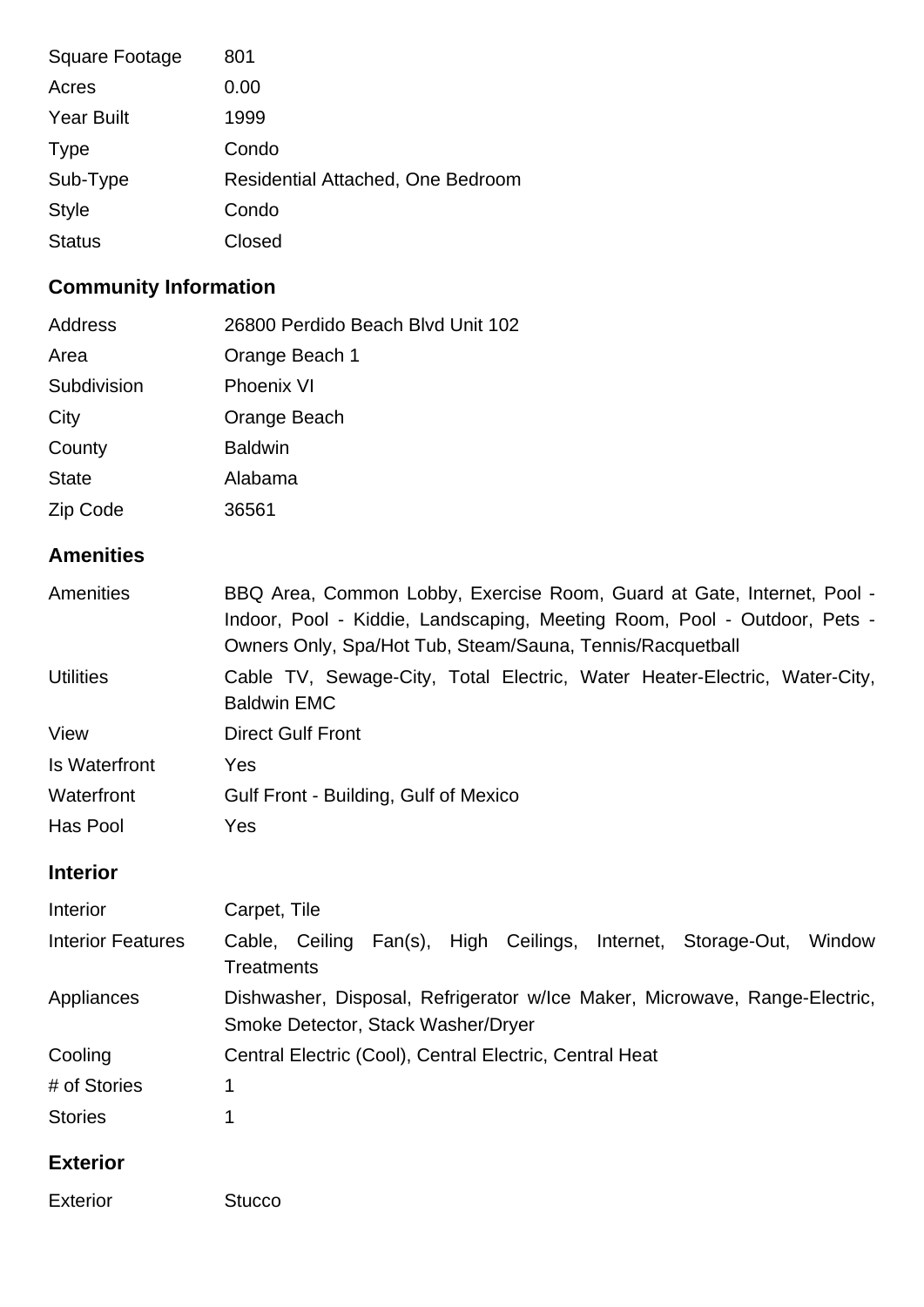| | |
|---|---|
| Square Footage | 801 |
| Acres | 0.00 |
| Year Built | 1999 |
| Type | Condo |
| Sub-Type | Residential Attached, One Bedroom |
| Style | Condo |
| Status | Closed |

## Community Information

| | |
|---|---|
| Address | 26800 Perdido Beach Blvd Unit 102 |
| Area | Orange Beach 1 |
| Subdivision | Phoenix VI |
| City | Orange Beach |
| County | Baldwin |
| State | Alabama |
| Zip Code | 36561 |

## Amenities

| | |
|---|---|
| Amenities | BBQ Area, Common Lobby, Exercise Room, Guard at Gate, Internet, Pool - Indoor, Pool - Kiddie, Landscaping, Meeting Room, Pool - Outdoor, Pets - Owners Only, Spa/Hot Tub, Steam/Sauna, Tennis/Racquetball |
| Utilities | Cable TV, Sewage-City, Total Electric, Water Heater-Electric, Water-City, Baldwin EMC |
| View | Direct Gulf Front |
| Is Waterfront | Yes |
| Waterfront | Gulf Front - Building, Gulf of Mexico |
| Has Pool | Yes |

## Interior

| | |
|---|---|
| Interior | Carpet, Tile |
| Interior Features | Cable, Ceiling Fan(s), High Ceilings, Internet, Storage-Out, Window Treatments |
| Appliances | Dishwasher, Disposal, Refrigerator w/Ice Maker, Microwave, Range-Electric, Smoke Detector, Stack Washer/Dryer |
| Cooling | Central Electric (Cool), Central Electric, Central Heat |
| # of Stories | 1 |
| Stories | 1 |

## Exterior

| | |
|---|---|
| Exterior | Stucco |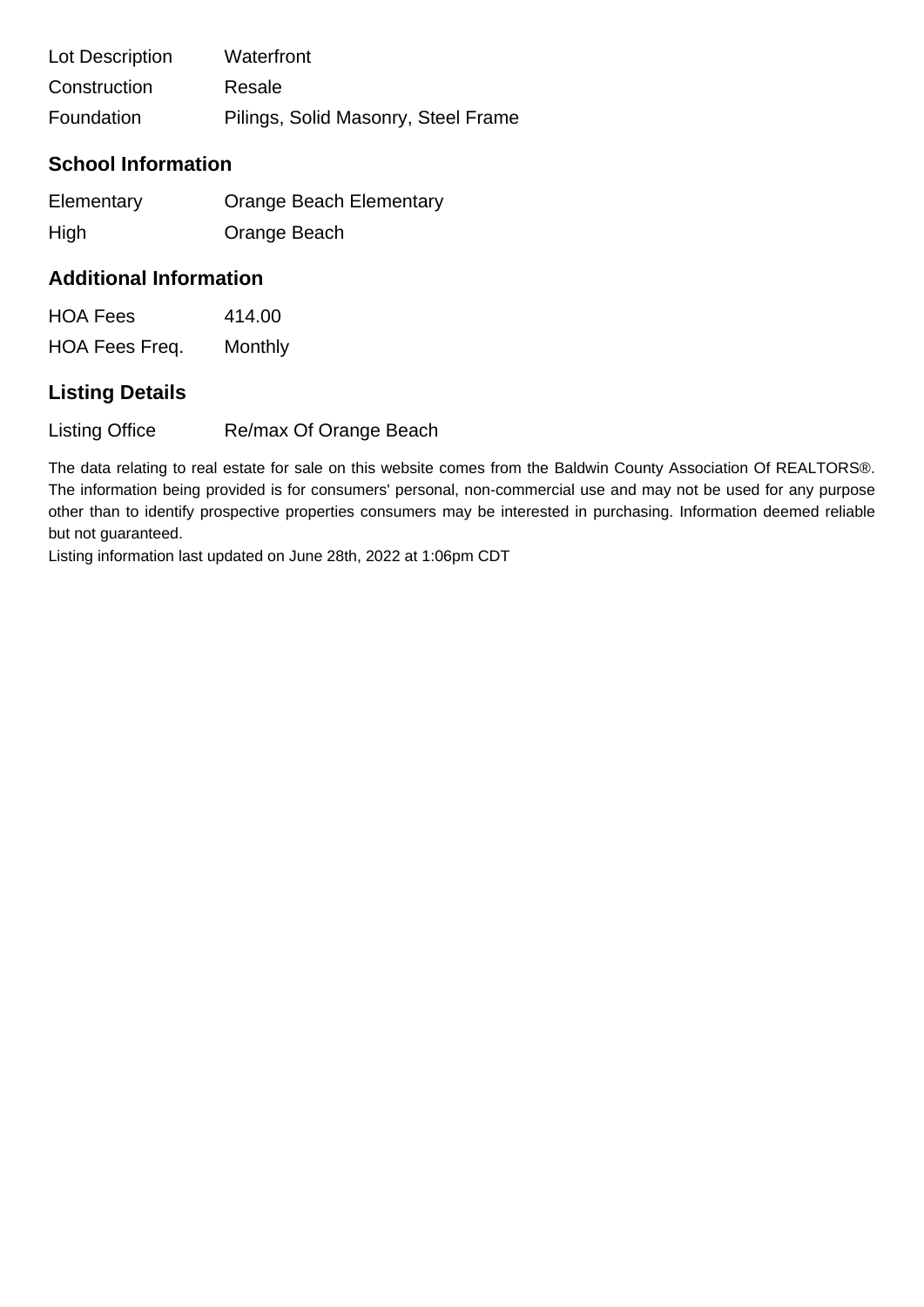| | |
|---|---|
| Lot Description | Waterfront |
| Construction | Resale |
| Foundation | Pilings, Solid Masonry, Steel Frame |

## School Information

| | |
|---|---|
| Elementary | Orange Beach Elementary |
| High | Orange Beach |

## Additional Information

| | |
|---|---|
| HOA Fees | 414.00 |
| HOA Fees Freq. | Monthly |

## Listing Details

| | |
|---|---|
| Listing Office | Re/max Of Orange Beach |

The data relating to real estate for sale on this website comes from the Baldwin County Association Of REALTORS®. The information being provided is for consumers' personal, non-commercial use and may not be used for any purpose other than to identify prospective properties consumers may be interested in purchasing. Information deemed reliable but not guaranteed.

Listing information last updated on June 28th, 2022 at 1:06pm CDT